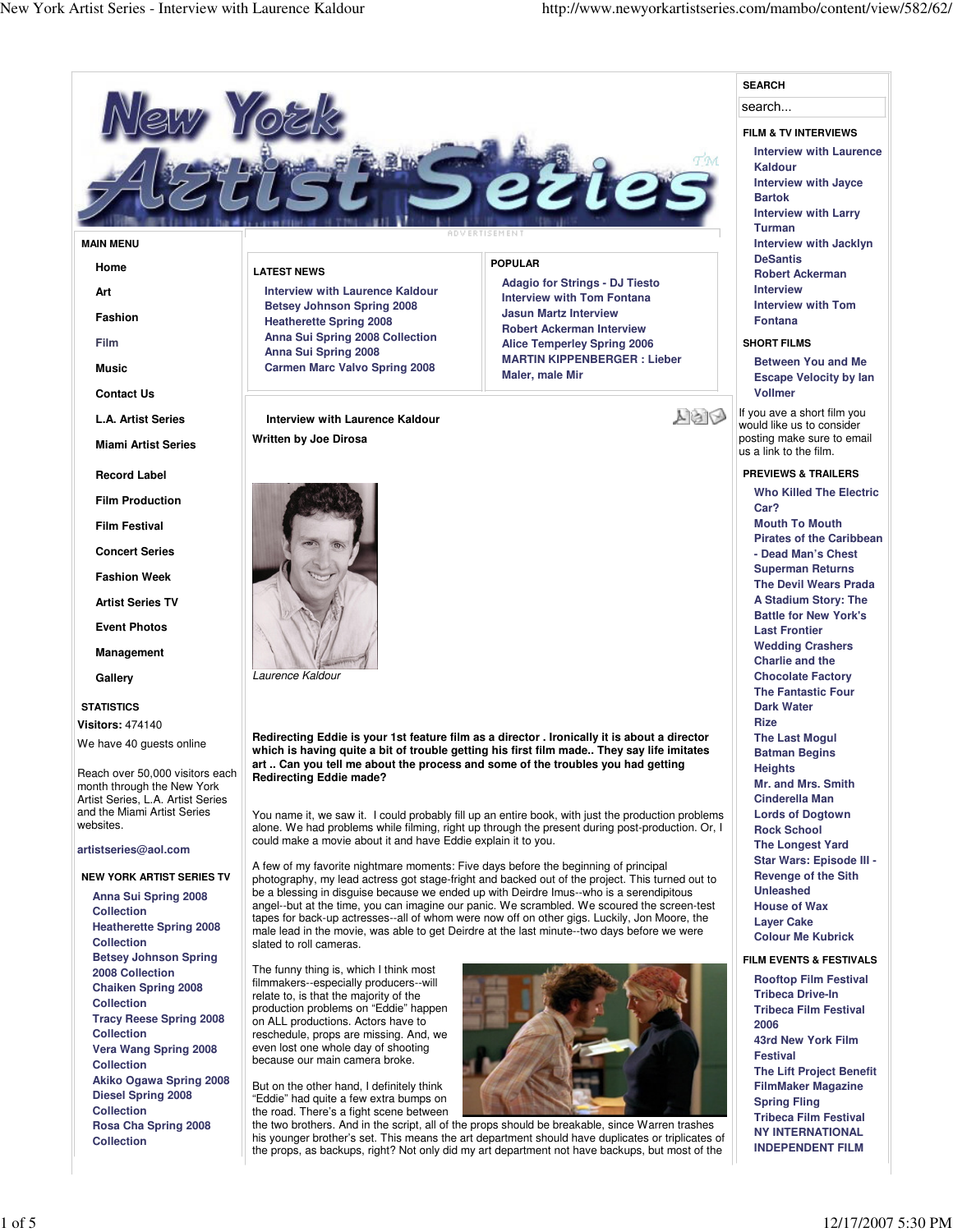# New York Artist Series

**SEARCH**

search...

**FILM & TV INTERVIEWS**

- Interview with Laurence Kaldour
- Interview with Jayce Bartok
- Interview with Larry Turman
- Interview with Jacklyn DeSantis
- Robert Ackerman Interview
- Interview with Tom Fontana

**SHORT FILMS**

- Between You and Me
- Escape Velocity by Ian Vollmer

If you ave a short film you would like us to consider posting make sure to email us a link to the film.

**PREVIEWS & TRAILERS**

- Who Killed The Electric Car?
- Mouth To Mouth
- Pirates of the Caribbean - Dead Man's Chest
- Superman Returns
- The Devil Wears Prada
- A Stadium Story: The Battle for New York's Last Frontier
- Wedding Crashers
- Charlie and the Chocolate Factory
- The Fantastic Four
- Dark Water
- Rize
- The Last Mogul
- Batman Begins
- Heights
- Mr. and Mrs. Smith
- Cinderella Man
- Lords of Dogtown
- Rock School
- The Longest Yard
- Star Wars: Episode III - Revenge of the Sith
- Unleashed
- House of Wax
- Layer Cake
- Colour Me Kubrick

**FILM EVENTS & FESTIVALS**

- Rooftop Film Festival
- Tribeca Drive-In
- Tribeca Film Festival 2006
- 43rd New York Film Festival
- The Lift Project Benefit
- FilmMaker Magazine Spring Fling
- Tribeca Film Festival
- NY INTERNATIONAL INDEPENDENT FILM

**MAIN MENU**

- Home
- Art
- Fashion
- Film
- Music
- Contact Us
- L.A. Artist Series
- Miami Artist Series
- Record Label
- Film Production
- Film Festival
- Concert Series
- Fashion Week
- Artist Series TV
- Event Photos
- Management
- Gallery

**STATISTICS**

**Visitors:** 474140

We have 40 guests online

Reach over 50,000 visitors each month through the New York Artist Series, L.A. Artist Series and the Miami Artist Series websites.

artistseries@aol.com

**NEW YORK ARTIST SERIES TV**

- Anna Sui Spring 2008 Collection
- Heatherette Spring 2008 Collection
- Betsey Johnson Spring 2008 Collection
- Chaiken Spring 2008 Collection
- Tracy Reese Spring 2008 Collection
- Vera Wang Spring 2008 Collection
- Akiko Ogawa Spring 2008
- Diesel Spring 2008 Collection
- Rosa Cha Spring 2008 Collection

ADVERTISEMENT

**LATEST NEWS**

- Interview with Laurence Kaldour
- Betsey Johnson Spring 2008
- Heatherette Spring 2008
- Anna Sui Spring 2008 Collection
- Anna Sui Spring 2008
- Carmen Marc Valvo Spring 2008

**POPULAR**

- Adagio for Strings - DJ Tiesto
- Interview with Tom Fontana
- Jasun Martz Interview
- Robert Ackerman Interview
- Alice Temperley Spring 2006
- MARTIN KIPPENBERGER : Lieber Maler, male Mir

## Interview with Laurence Kaldour

**Written by Joe Dirosa**

*Laurence Kaldour*

**Redirecting Eddie is your 1st feature film as a director . Ironically it is about a director which is having quite a bit of trouble getting his first film made.. They say life imitates art .. Can you tell me about the process and some of the troubles you had getting Redirecting Eddie made?**

You name it, we saw it. I could probably fill up an entire book, with just the production problems alone. We had problems while filming, right up through the present during post-production. Or, I could make a movie about it and have Eddie explain it to you.

A few of my favorite nightmare moments: Five days before the beginning of principal photography, my lead actress got stage-fright and backed out of the project. This turned out to be a blessing in disguise because we ended up with Deirdre Imus--who is a serendipitous angel--but at the time, you can imagine our panic. We scrambled. We scoured the screen-test tapes for back-up actresses--all of whom were now off on other gigs. Luckily, Jon Moore, the male lead in the movie, was able to get Deirdre at the last minute--two days before we were slated to roll cameras.

The funny thing is, which I think most filmmakers--especially producers--will relate to, is that the majority of the production problems on "Eddie" happen on ALL productions. Actors have to reschedule, props are missing. And, we even lost one whole day of shooting because our main camera broke.

But on the other hand, I definitely think "Eddie" had quite a few extra bumps on the road. There's a fight scene between the two brothers. And in the script, all of the props should be breakable, since Warren trashes his younger brother's set. This means the art department should have duplicates or triplicates of the props, as backups, right? Not only did my art department not have backups, but most of the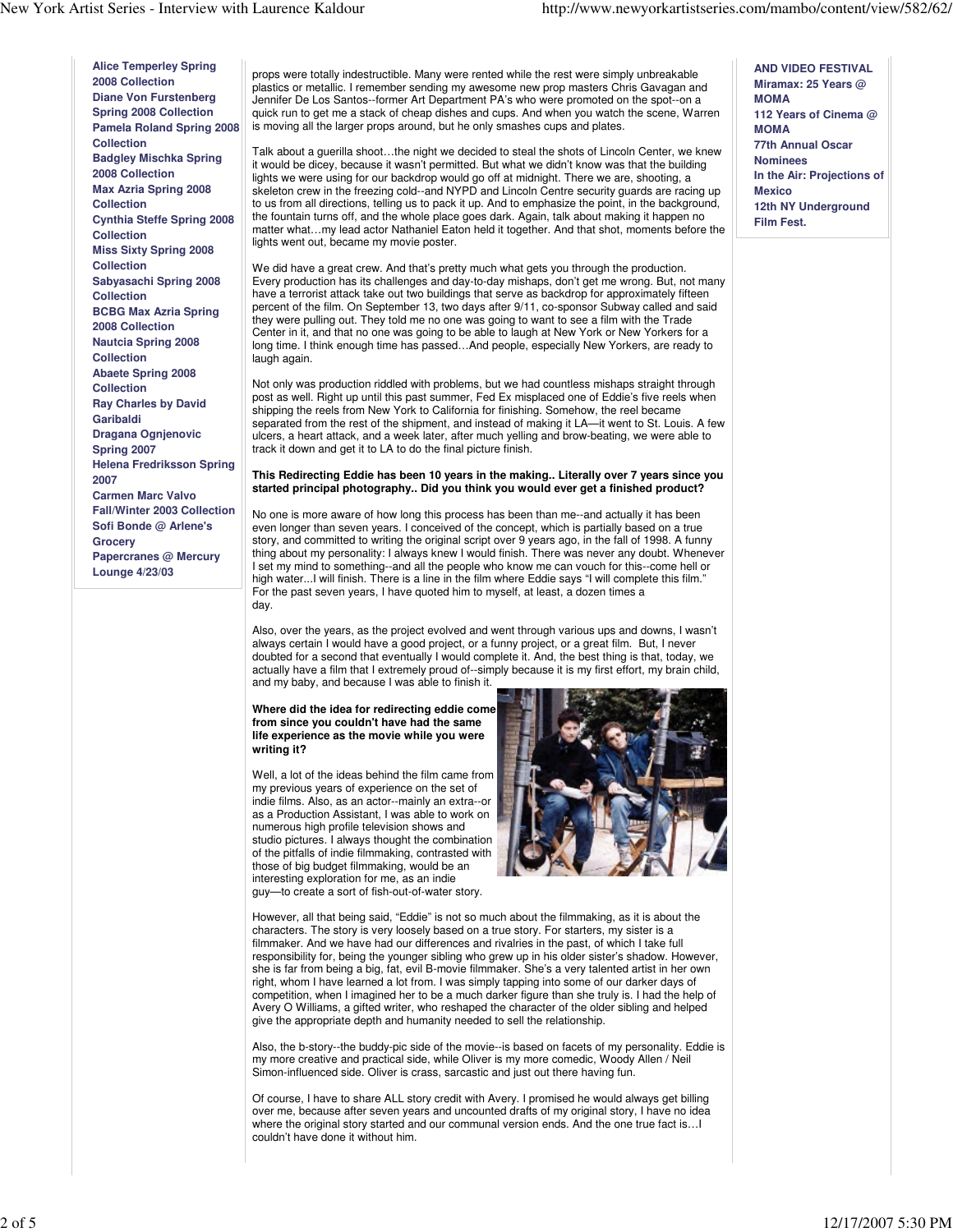Alice Temperley Spring 2008 Collection
Diane Von Furstenberg Spring 2008 Collection
Pamela Roland Spring 2008 Collection
Badgley Mischka Spring 2008 Collection
Max Azria Spring 2008 Collection
Cynthia Steffe Spring 2008 Collection
Miss Sixty Spring 2008 Collection
Sabyasachi Spring 2008 Collection
BCBG Max Azria Spring 2008 Collection
Nautcia Spring 2008 Collection
Abaete Spring 2008 Collection
Ray Charles by David Garibaldi
Dragana Ognjenovic Spring 2007
Helena Fredriksson Spring 2007
Carmen Marc Valvo Fall/Winter 2003 Collection
Sofi Bonde @ Arlene's Grocery
Papercranes @ Mercury Lounge 4/23/03

props were totally indestructible. Many were rented while the rest were simply unbreakable plastics or metallic. I remember sending my awesome new prop masters Chris Gavagan and Jennifer De Los Santos--former Art Department PA's who were promoted on the spot--on a quick run to get me a stack of cheap dishes and cups. And when you watch the scene, Warren is moving all the larger props around, but he only smashes cups and plates.

Talk about a guerilla shoot…the night we decided to steal the shots of Lincoln Center, we knew it would be dicey, because it wasn't permitted. But what we didn't know was that the building lights we were using for our backdrop would go off at midnight. There we are, shooting, a skeleton crew in the freezing cold--and NYPD and Lincoln Centre security guards are racing up to us from all directions, telling us to pack it up. And to emphasize the point, in the background, the fountain turns off, and the whole place goes dark. Again, talk about making it happen no matter what…my lead actor Nathaniel Eaton held it together. And that shot, moments before the lights went out, became my movie poster.

We did have a great crew. And that's pretty much what gets you through the production. Every production has its challenges and day-to-day mishaps, don't get me wrong. But, not many have a terrorist attack take out two buildings that serve as backdrop for approximately fifteen percent of the film. On September 13, two days after 9/11, co-sponsor Subway called and said they were pulling out. They told me no one was going to want to see a film with the Trade Center in it, and that no one was going to be able to laugh at New York or New Yorkers for a long time. I think enough time has passed…And people, especially New Yorkers, are ready to laugh again.

Not only was production riddled with problems, but we had countless mishaps straight through post as well. Right up until this past summer, Fed Ex misplaced one of Eddie's five reels when shipping the reels from New York to California for finishing. Somehow, the reel became separated from the rest of the shipment, and instead of making it LA—it went to St. Louis. A few ulcers, a heart attack, and a week later, after much yelling and brow-beating, we were able to track it down and get it to LA to do the final picture finish.

**This Redirecting Eddie has been 10 years in the making.. Literally over 7 years since you started principal photography.. Did you think you would ever get a finished product?**

No one is more aware of how long this process has been than me--and actually it has been even longer than seven years. I conceived of the concept, which is partially based on a true story, and committed to writing the original script over 9 years ago, in the fall of 1998. A funny thing about my personality: I always knew I would finish. There was never any doubt. Whenever I set my mind to something--and all the people who know me can vouch for this--come hell or high water...I will finish. There is a line in the film where Eddie says "I will complete this film." For the past seven years, I have quoted him to myself, at least, a dozen times a day.

Also, over the years, as the project evolved and went through various ups and downs, I wasn't always certain I would have a good project, or a funny project, or a great film. But, I never doubted for a second that eventually I would complete it. And, the best thing is that, today, we actually have a film that I extremely proud of--simply because it is my first effort, my brain child, and my baby, and because I was able to finish it.

**Where did the idea for redirecting eddie come from since you couldn't have had the same life experience as the movie while you were writing it?**

Well, a lot of the ideas behind the film came from my previous years of experience on the set of indie films. Also, as an actor--mainly an extra--or as a Production Assistant, I was able to work on numerous high profile television shows and studio pictures. I always thought the combination of the pitfalls of indie filmmaking, contrasted with those of big budget filmmaking, would be an interesting exploration for me, as an indie guy—to create a sort of fish-out-of-water story.

However, all that being said, "Eddie" is not so much about the filmmaking, as it is about the characters. The story is very loosely based on a true story. For starters, my sister is a filmmaker. And we have had our differences and rivalries in the past, of which I take full responsibility for, being the younger sibling who grew up in his older sister's shadow. However, she is far from being a big, fat, evil B-movie filmmaker. She's a very talented artist in her own right, whom I have learned a lot from. I was simply tapping into some of our darker days of competition, when I imagined her to be a much darker figure than she truly is. I had the help of Avery O Williams, a gifted writer, who reshaped the character of the older sibling and helped give the appropriate depth and humanity needed to sell the relationship.

Also, the b-story--the buddy-pic side of the movie--is based on facets of my personality. Eddie is my more creative and practical side, while Oliver is my more comedic, Woody Allen / Neil Simon-influenced side. Oliver is crass, sarcastic and just out there having fun.

Of course, I have to share ALL story credit with Avery. I promised he would always get billing over me, because after seven years and uncounted drafts of my original story, I have no idea where the original story started and our communal version ends. And the one true fact is…I couldn't have done it without him.

AND VIDEO FESTIVAL
Miramax: 25 Years @ MOMA
112 Years of Cinema @ MOMA
77th Annual Oscar Nominees
In the Air: Projections of Mexico
12th NY Underground Film Fest.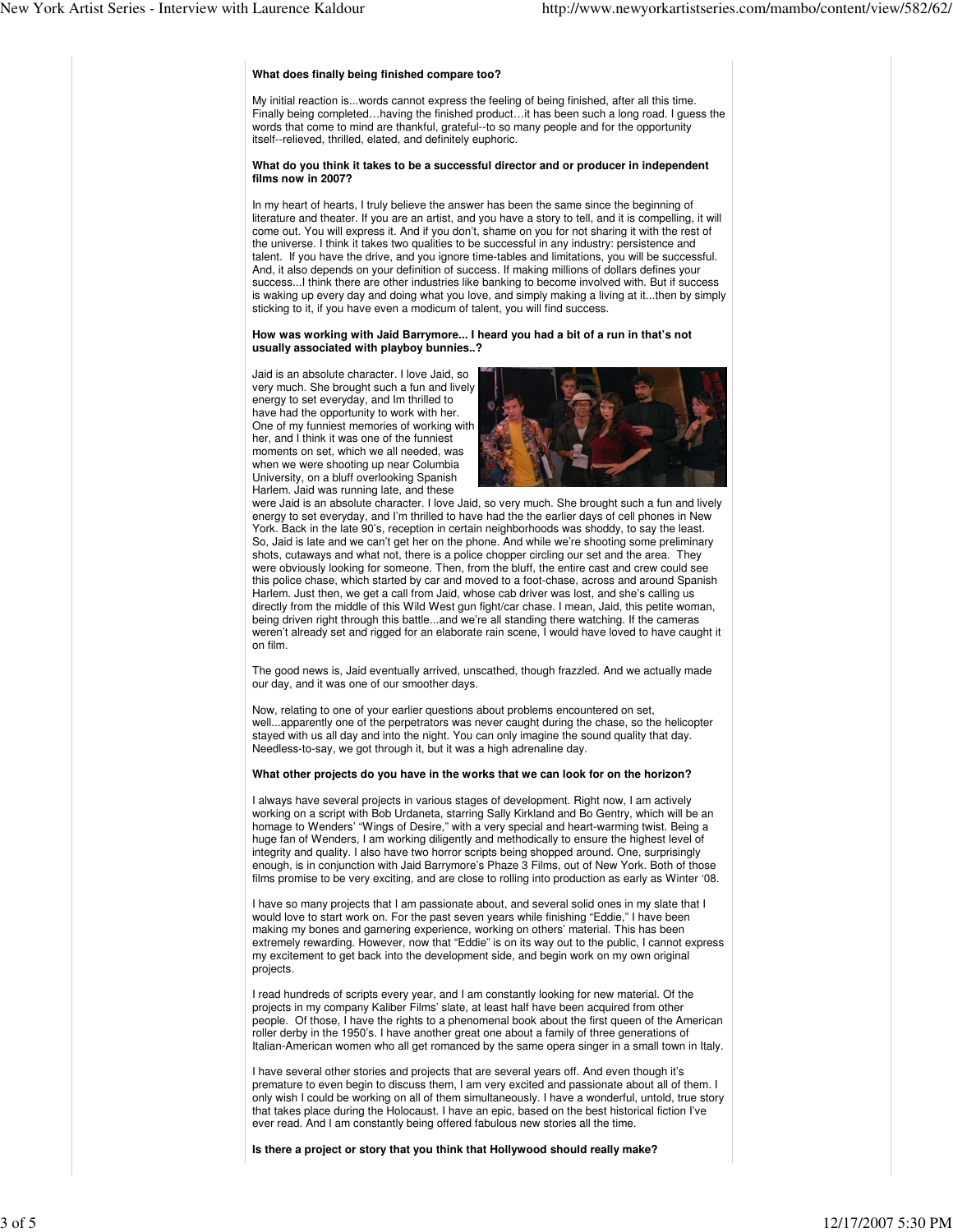**What does finally being finished compare too?**

My initial reaction is...words cannot express the feeling of being finished, after all this time. Finally being completed…having the finished product…it has been such a long road. I guess the words that come to mind are thankful, grateful--to so many people and for the opportunity itself--relieved, thrilled, elated, and definitely euphoric.

**What do you think it takes to be a successful director and or producer in independent films now in 2007?**

In my heart of hearts, I truly believe the answer has been the same since the beginning of literature and theater. If you are an artist, and you have a story to tell, and it is compelling, it will come out. You will express it. And if you don't, shame on you for not sharing it with the rest of the universe. I think it takes two qualities to be successful in any industry: persistence and talent. If you have the drive, and you ignore time-tables and limitations, you will be successful. And, it also depends on your definition of success. If making millions of dollars defines your success...I think there are other industries like banking to become involved with. But if success is waking up every day and doing what you love, and simply making a living at it...then by simply sticking to it, if you have even a modicum of talent, you will find success.

**How was working with Jaid Barrymore... I heard you had a bit of a run in that's not usually associated with playboy bunnies..?**

Jaid is an absolute character. I love Jaid, so very much. She brought such a fun and lively energy to set everyday, and Im thrilled to have had the opportunity to work with her. One of my funniest memories of working with her, and I think it was one of the funniest moments on set, which we all needed, was when we were shooting up near Columbia University, on a bluff overlooking Spanish Harlem. Jaid was running late, and these were Jaid is an absolute character. I love Jaid, so very much. She brought such a fun and lively energy to set everyday, and I'm thrilled to have had the the earlier days of cell phones in New York. Back in the late 90's, reception in certain neighborhoods was shoddy, to say the least. So, Jaid is late and we can't get her on the phone. And while we're shooting some preliminary shots, cutaways and what not, there is a police chopper circling our set and the area. They were obviously looking for someone. Then, from the bluff, the entire cast and crew could see this police chase, which started by car and moved to a foot-chase, across and around Spanish Harlem. Just then, we get a call from Jaid, whose cab driver was lost, and she's calling us directly from the middle of this Wild West gun fight/car chase. I mean, Jaid, this petite woman, being driven right through this battle...and we're all standing there watching. If the cameras weren't already set and rigged for an elaborate rain scene, I would have loved to have caught it on film.

The good news is, Jaid eventually arrived, unscathed, though frazzled. And we actually made our day, and it was one of our smoother days.

Now, relating to one of your earlier questions about problems encountered on set, well...apparently one of the perpetrators was never caught during the chase, so the helicopter stayed with us all day and into the night. You can only imagine the sound quality that day. Needless-to-say, we got through it, but it was a high adrenaline day.

**What other projects do you have in the works that we can look for on the horizon?**

I always have several projects in various stages of development. Right now, I am actively working on a script with Bob Urdaneta, starring Sally Kirkland and Bo Gentry, which will be an homage to Wenders' "Wings of Desire," with a very special and heart-warming twist. Being a huge fan of Wenders, I am working diligently and methodically to ensure the highest level of integrity and quality. I also have two horror scripts being shopped around. One, surprisingly enough, is in conjunction with Jaid Barrymore's Phaze 3 Films, out of New York. Both of those films promise to be very exciting, and are close to rolling into production as early as Winter '08.

I have so many projects that I am passionate about, and several solid ones in my slate that I would love to start work on. For the past seven years while finishing "Eddie," I have been making my bones and garnering experience, working on others' material. This has been extremely rewarding. However, now that "Eddie" is on its way out to the public, I cannot express my excitement to get back into the development side, and begin work on my own original projects.

I read hundreds of scripts every year, and I am constantly looking for new material. Of the projects in my company Kaliber Films' slate, at least half have been acquired from other people. Of those, I have the rights to a phenomenal book about the first queen of the American roller derby in the 1950's. I have another great one about a family of three generations of Italian-American women who all get romanced by the same opera singer in a small town in Italy.

I have several other stories and projects that are several years off. And even though it's premature to even begin to discuss them, I am very excited and passionate about all of them. I only wish I could be working on all of them simultaneously. I have a wonderful, untold, true story that takes place during the Holocaust. I have an epic, based on the best historical fiction I've ever read. And I am constantly being offered fabulous new stories all the time.

**Is there a project or story that you think that Hollywood should really make?**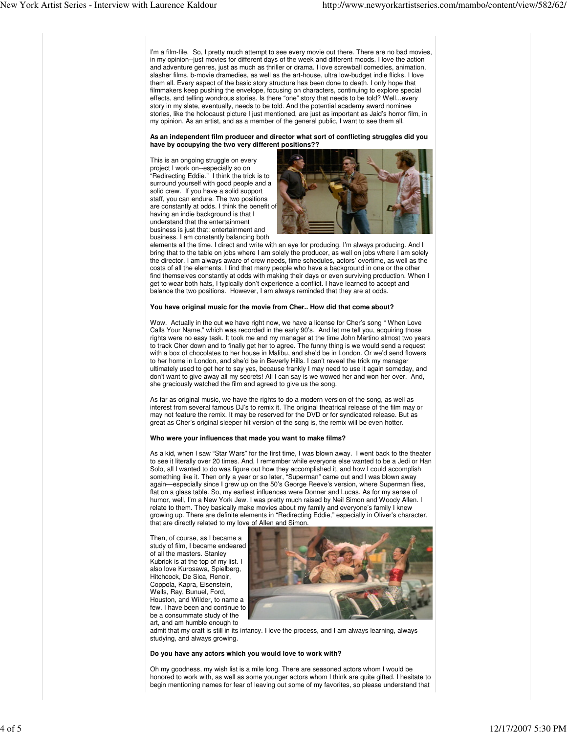I'm a film-file. So, I pretty much attempt to see every movie out there. There are no bad movies, in my opinion--just movies for different days of the week and different moods. I love the action and adventure genres, just as much as thriller or drama. I love screwball comedies, animation, slasher films, b-movie dramedies, as well as the art-house, ultra low-budget indie flicks. I love them all. Every aspect of the basic story structure has been done to death. I only hope that filmmakers keep pushing the envelope, focusing on characters, continuing to explore special effects, and telling wondrous stories. Is there "one" story that needs to be told? Well...every story in my slate, eventually, needs to be told. And the potential academy award nominee stories, like the holocaust picture I just mentioned, are just as important as Jaid's horror film, in my opinion. As an artist, and as a member of the general public, I want to see them all.

**As an independent film producer and director what sort of conflicting struggles did you have by occupying the two very different positions??**

This is an ongoing struggle on every project I work on--especially so on "Redirecting Eddie." I think the trick is to surround yourself with good people and a solid crew. If you have a solid support staff, you can endure. The two positions are constantly at odds. I think the benefit of having an indie background is that I understand that the entertainment business is just that: entertainment and business. I am constantly balancing both elements all the time. I direct and write with an eye for producing. I'm always producing. And I bring that to the table on jobs where I am solely the producer, as well on jobs where I am solely the director. I am always aware of crew needs, time schedules, actors' overtime, as well as the costs of all the elements. I find that many people who have a background in one or the other find themselves constantly at odds with making their days or even surviving production. When I get to wear both hats, I typically don't experience a conflict. I have learned to accept and balance the two positions. However, I am always reminded that they are at odds.

**You have original music for the movie from Cher.. How did that come about?**

Wow. Actually in the cut we have right now, we have a license for Cher's song " When Love Calls Your Name," which was recorded in the early 90's. And let me tell you, acquiring those rights were no easy task. It took me and my manager at the time John Martino almost two years to track Cher down and to finally get her to agree. The funny thing is we would send a request with a box of chocolates to her house in Malibu, and she'd be in London. Or we'd send flowers to her home in London, and she'd be in Beverly Hills. I can't reveal the trick my manager ultimately used to get her to say yes, because frankly I may need to use it again someday, and don't want to give away all my secrets! All I can say is we wowed her and won her over. And, she graciously watched the film and agreed to give us the song.

As far as original music, we have the rights to do a modern version of the song, as well as interest from several famous DJ's to remix it. The original theatrical release of the film may or may not feature the remix. It may be reserved for the DVD or for syndicated release. But as great as Cher's original sleeper hit version of the song is, the remix will be even hotter.

**Who were your influences that made you want to make films?**

As a kid, when I saw "Star Wars" for the first time, I was blown away. I went back to the theater to see it literally over 20 times. And, I remember while everyone else wanted to be a Jedi or Han Solo, all I wanted to do was figure out how they accomplished it, and how I could accomplish something like it. Then only a year or so later, "Superman" came out and I was blown away again—especially since I grew up on the 50's George Reeve's version, where Superman flies, flat on a glass table. So, my earliest influences were Donner and Lucas. As for my sense of humor, well, I'm a New York Jew. I was pretty much raised by Neil Simon and Woody Allen. I relate to them. They basically make movies about my family and everyone's family I knew growing up. There are definite elements in "Redirecting Eddie," especially in Oliver's character, that are directly related to my love of Allen and Simon.

Then, of course, as I became a study of film, I became endeared of all the masters. Stanley Kubrick is at the top of my list. I also love Kurosawa, Spielberg, Hitchcock, De Sica, Renoir, Coppola, Kapra, Eisenstein, Wells, Ray, Bunuel, Ford, Houston, and Wilder, to name a few. I have been and continue to be a consummate study of the art, and am humble enough to admit that my craft is still in its infancy. I love the process, and I am always learning, always studying, and always growing.

**Do you have any actors which you would love to work with?**

Oh my goodness, my wish list is a mile long. There are seasoned actors whom I would be honored to work with, as well as some younger actors whom I think are quite gifted. I hesitate to begin mentioning names for fear of leaving out some of my favorites, so please understand that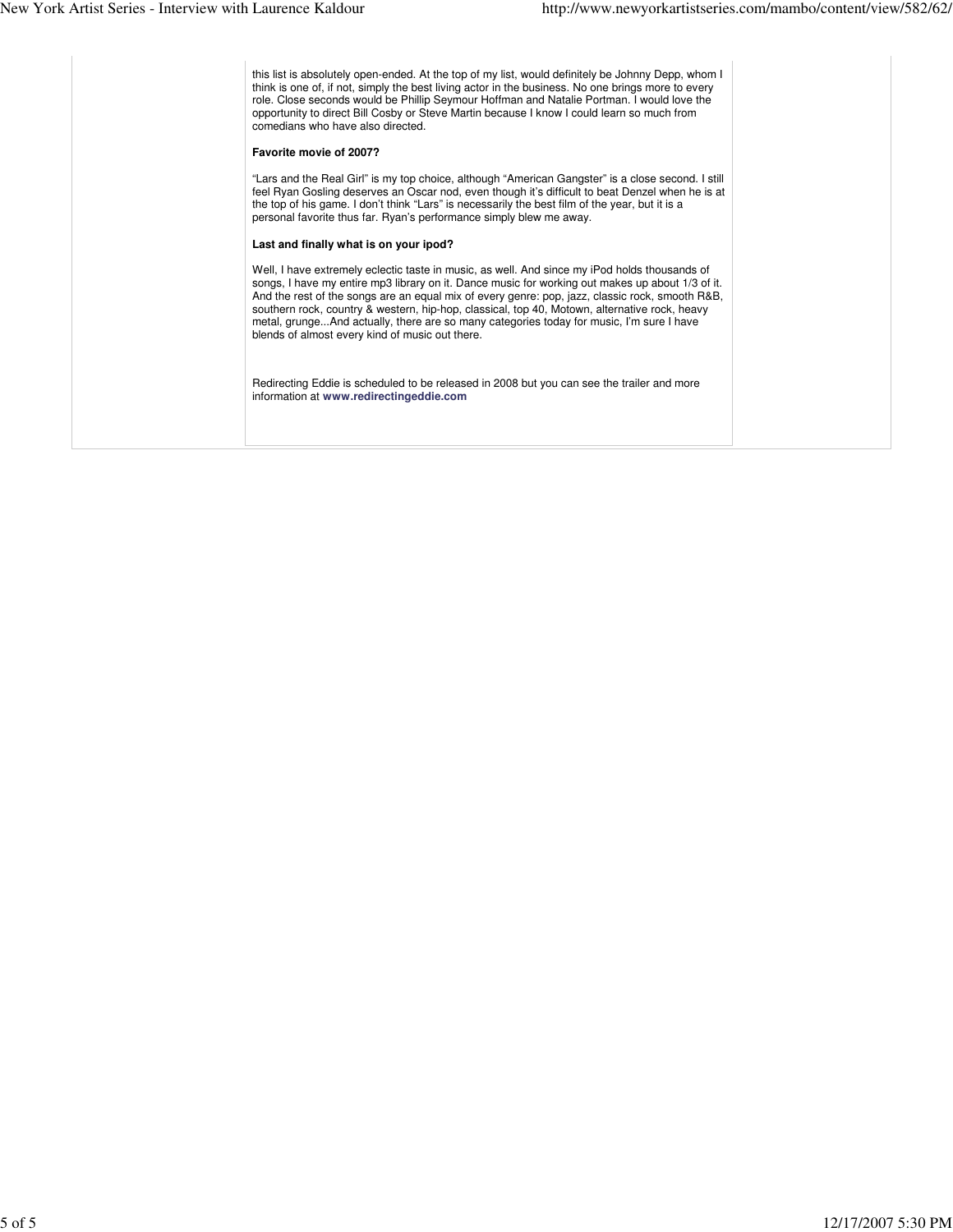this list is absolutely open-ended. At the top of my list, would definitely be Johnny Depp, whom I think is one of, if not, simply the best living actor in the business. No one brings more to every role. Close seconds would be Phillip Seymour Hoffman and Natalie Portman. I would love the opportunity to direct Bill Cosby or Steve Martin because I know I could learn so much from comedians who have also directed.

**Favorite movie of 2007?**

"Lars and the Real Girl" is my top choice, although "American Gangster" is a close second. I still feel Ryan Gosling deserves an Oscar nod, even though it's difficult to beat Denzel when he is at the top of his game. I don't think "Lars" is necessarily the best film of the year, but it is a personal favorite thus far. Ryan's performance simply blew me away.

**Last and finally what is on your ipod?**

Well, I have extremely eclectic taste in music, as well. And since my iPod holds thousands of songs, I have my entire mp3 library on it. Dance music for working out makes up about 1/3 of it. And the rest of the songs are an equal mix of every genre: pop, jazz, classic rock, smooth R&B, southern rock, country & western, hip-hop, classical, top 40, Motown, alternative rock, heavy metal, grunge...And actually, there are so many categories today for music, I'm sure I have blends of almost every kind of music out there.

Redirecting Eddie is scheduled to be released in 2008 but you can see the trailer and more information at **www.redirectingeddie.com**